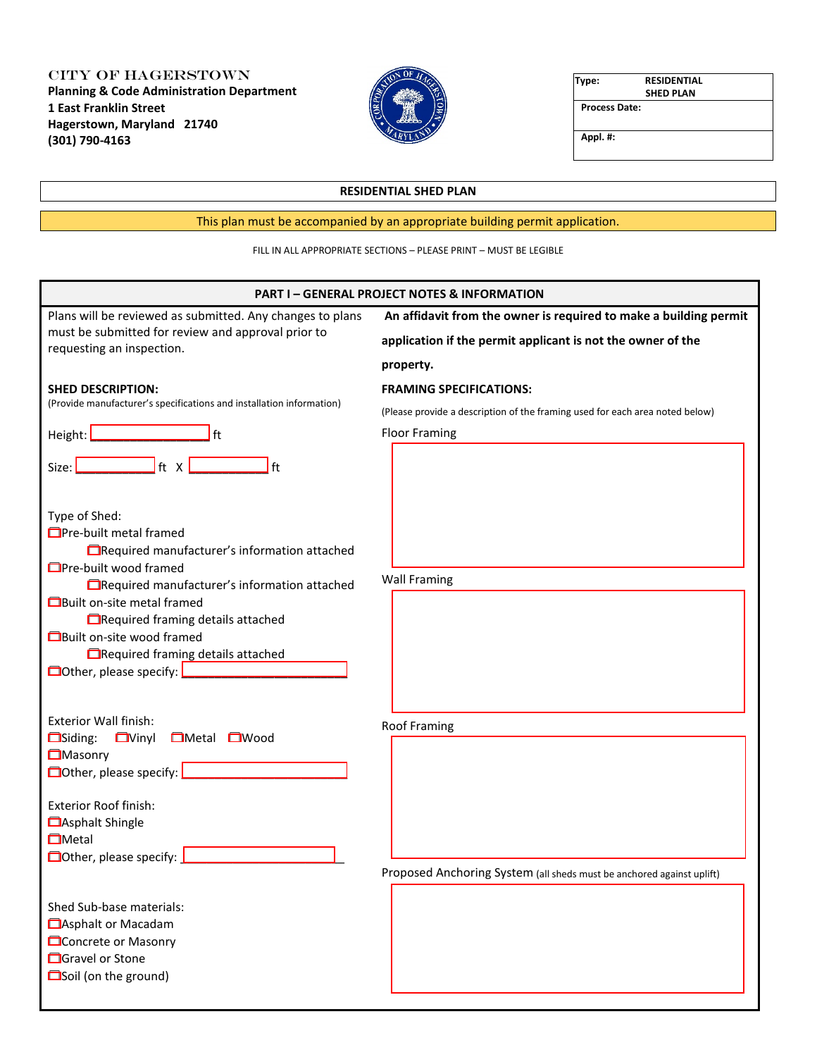CITY OF HAGERSTOWN
**Planning & Code Administration Department**
**1 East Franklin Street**
**Hagerstown, Maryland 21740**
**(301) 790-4163**

| Type: | RESIDENTIAL SHED PLAN |
|---|---|
| Process Date: | |
| Appl. #: | |

# RESIDENTIAL SHED PLAN

This plan must be accompanied by an appropriate building permit application.

FILL IN ALL APPROPRIATE SECTIONS – PLEASE PRINT – MUST BE LEGIBLE

## PART I – GENERAL PROJECT NOTES & INFORMATION

Plans will be reviewed as submitted. Any changes to plans must be submitted for review and approval prior to requesting an inspection.

**An affidavit from the owner is required to make a building permit application if the permit applicant is not the owner of the property.**

**SHED DESCRIPTION:**
(Provide manufacturer's specifications and installation information)

Height: ________________ ft

Size: ___________ ft X ___________ ft

Type of Shed:

- ☐ Pre-built metal framed
  - ☐ Required manufacturer's information attached
- ☐ Pre-built wood framed
  - ☐ Required manufacturer's information attached
- ☐ Built on-site metal framed
  - ☐ Required framing details attached
- ☐ Built on-site wood framed
  - ☐ Required framing details attached
- ☐ Other, please specify: ______________________

Exterior Wall finish:

☐ Siding: ☐ Vinyl ☐ Metal ☐ Wood
☐ Masonry
☐ Other, please specify: ______________________

Exterior Roof finish:

☐ Asphalt Shingle
☐ Metal
☐ Other, please specify: ______________________

Shed Sub-base materials:

☐ Asphalt or Macadam
☐ Concrete or Masonry
☐ Gravel or Stone
☐ Soil (on the ground)

**FRAMING SPECIFICATIONS:**
(Please provide a description of the framing used for each area noted below)

Floor Framing

Wall Framing

Roof Framing

Proposed Anchoring System (all sheds must be anchored against uplift)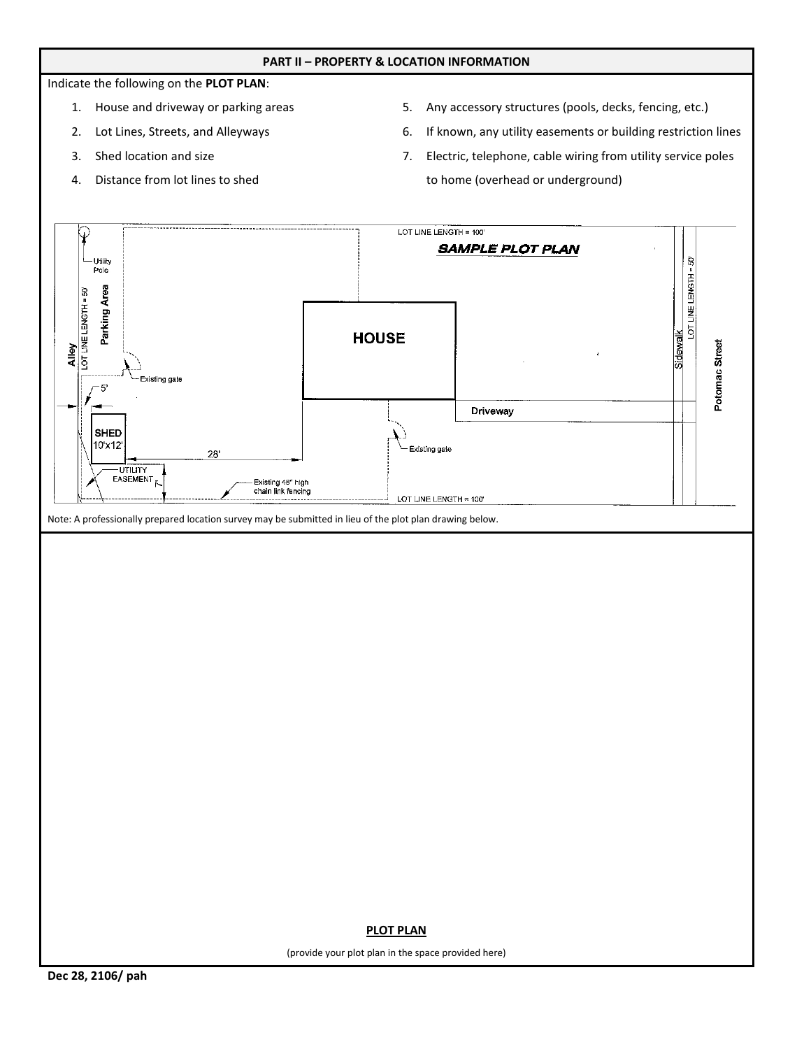## PART II – PROPERTY & LOCATION INFORMATION

Indicate the following on the **PLOT PLAN**:

1. House and driveway or parking areas
2. Lot Lines, Streets, and Alleyways
3. Shed location and size
4. Distance from lot lines to shed
5. Any accessory structures (pools, decks, fencing, etc.)
6. If known, any utility easements or building restriction lines
7. Electric, telephone, cable wiring from utility service poles to home (overhead or underground)

SAMPLE PLOT PLAN

LOT LINE LENGTH = 100'

Utility Pole

Alley

LOT LINE LENGTH = 50'

Parking Area

HOUSE

Existing gate

5'

SHED 10'x12'

28'

UTILITY EASEMENT

7'

Existing 48" high chain link fencing

Existing gate

Driveway

Sidewalk

LOT LINE LENGTH = 50'

Potomac Street

LOT LINE LENGTH = 100'

Note: A professionally prepared location survey may be submitted in lieu of the plot plan drawing below.

**PLOT PLAN**

(provide your plot plan in the space provided here)

**Dec 28, 2106/ pah**